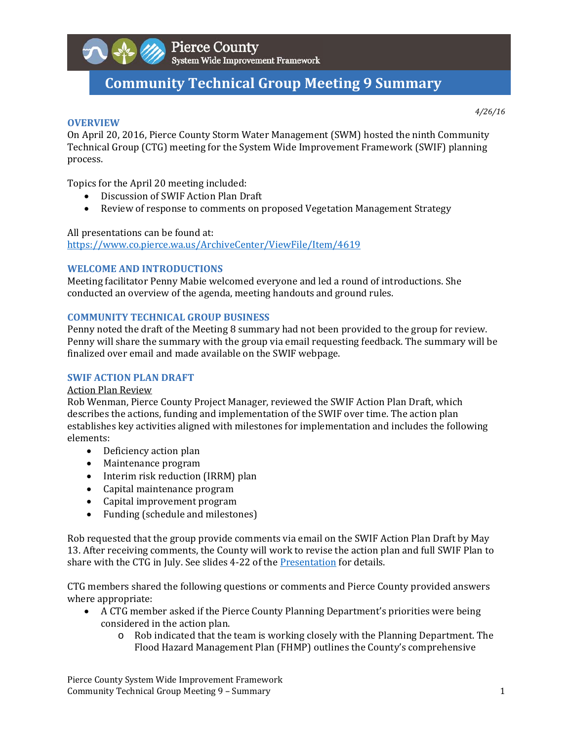Pierce County
System Wide Improvement Framework

# Community Technical Group Meeting 9 Summary

*4/26/16*

## OVERVIEW

On April 20, 2016, Pierce County Storm Water Management (SWM) hosted the ninth Community Technical Group (CTG) meeting for the System Wide Improvement Framework (SWIF) planning process.

Topics for the April 20 meeting included:

- Discussion of SWIF Action Plan Draft
- Review of response to comments on proposed Vegetation Management Strategy

All presentations can be found at:
https://www.co.pierce.wa.us/ArchiveCenter/ViewFile/Item/4619

## WELCOME AND INTRODUCTIONS

Meeting facilitator Penny Mabie welcomed everyone and led a round of introductions. She conducted an overview of the agenda, meeting handouts and ground rules.

## COMMUNITY TECHNICAL GROUP BUSINESS

Penny noted the draft of the Meeting 8 summary had not been provided to the group for review. Penny will share the summary with the group via email requesting feedback. The summary will be finalized over email and made available on the SWIF webpage.

## SWIF ACTION PLAN DRAFT

Action Plan Review

Rob Wenman, Pierce County Project Manager, reviewed the SWIF Action Plan Draft, which describes the actions, funding and implementation of the SWIF over time. The action plan establishes key activities aligned with milestones for implementation and includes the following elements:

- Deficiency action plan
- Maintenance program
- Interim risk reduction (IRRM) plan
- Capital maintenance program
- Capital improvement program
- Funding (schedule and milestones)

Rob requested that the group provide comments via email on the SWIF Action Plan Draft by May 13. After receiving comments, the County will work to revise the action plan and full SWIF Plan to share with the CTG in July. See slides 4-22 of the Presentation for details.

CTG members shared the following questions or comments and Pierce County provided answers where appropriate:

- A CTG member asked if the Pierce County Planning Department's priorities were being considered in the action plan.
    - Rob indicated that the team is working closely with the Planning Department. The Flood Hazard Management Plan (FHMP) outlines the County's comprehensive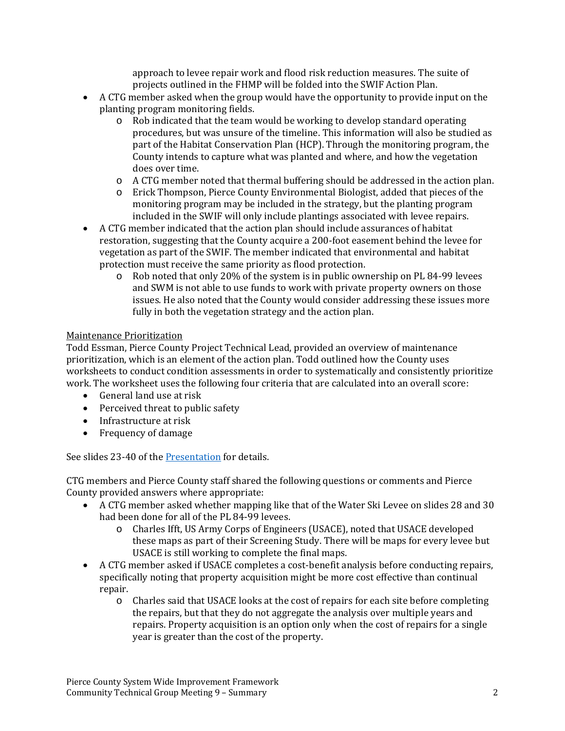approach to levee repair work and flood risk reduction measures. The suite of projects outlined in the FHMP will be folded into the SWIF Action Plan.

- A CTG member asked when the group would have the opportunity to provide input on the planting program monitoring fields.
    - Rob indicated that the team would be working to develop standard operating procedures, but was unsure of the timeline. This information will also be studied as part of the Habitat Conservation Plan (HCP). Through the monitoring program, the County intends to capture what was planted and where, and how the vegetation does over time.
    - A CTG member noted that thermal buffering should be addressed in the action plan.
    - Erick Thompson, Pierce County Environmental Biologist, added that pieces of the monitoring program may be included in the strategy, but the planting program included in the SWIF will only include plantings associated with levee repairs.
- A CTG member indicated that the action plan should include assurances of habitat restoration, suggesting that the County acquire a 200-foot easement behind the levee for vegetation as part of the SWIF. The member indicated that environmental and habitat protection must receive the same priority as flood protection.
    - Rob noted that only 20% of the system is in public ownership on PL 84-99 levees and SWM is not able to use funds to work with private property owners on those issues. He also noted that the County would consider addressing these issues more fully in both the vegetation strategy and the action plan.

<u>Maintenance Prioritization</u>

Todd Essman, Pierce County Project Technical Lead, provided an overview of maintenance prioritization, which is an element of the action plan. Todd outlined how the County uses worksheets to conduct condition assessments in order to systematically and consistently prioritize work. The worksheet uses the following four criteria that are calculated into an overall score:

- General land use at risk
- Perceived threat to public safety
- Infrastructure at risk
- Frequency of damage

See slides 23-40 of the Presentation for details.

CTG members and Pierce County staff shared the following questions or comments and Pierce County provided answers where appropriate:

- A CTG member asked whether mapping like that of the Water Ski Levee on slides 28 and 30 had been done for all of the PL 84-99 levees.
    - Charles Ifft, US Army Corps of Engineers (USACE), noted that USACE developed these maps as part of their Screening Study. There will be maps for every levee but USACE is still working to complete the final maps.
- A CTG member asked if USACE completes a cost-benefit analysis before conducting repairs, specifically noting that property acquisition might be more cost effective than continual repair.
    - Charles said that USACE looks at the cost of repairs for each site before completing the repairs, but that they do not aggregate the analysis over multiple years and repairs. Property acquisition is an option only when the cost of repairs for a single year is greater than the cost of the property.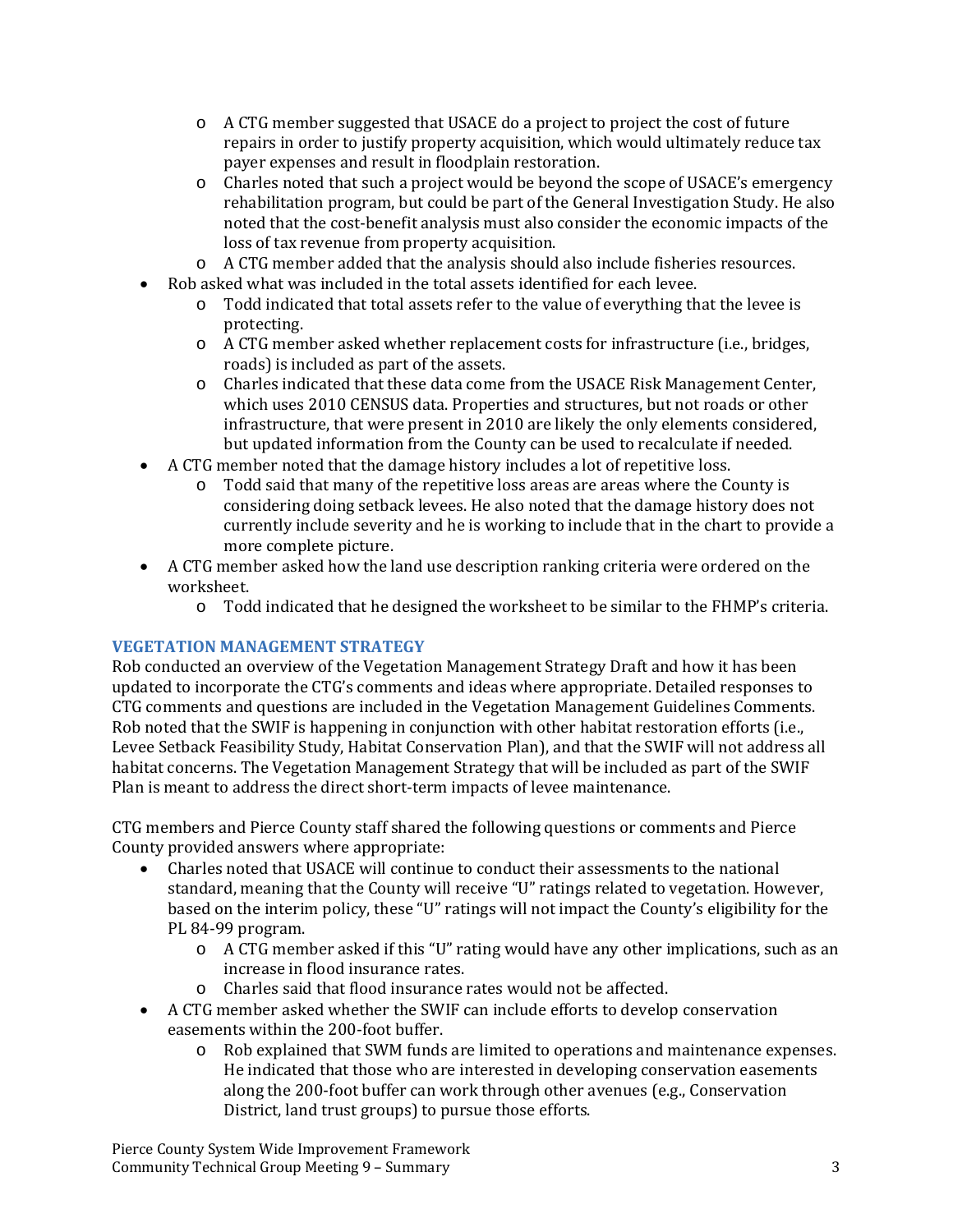- A CTG member suggested that USACE do a project to project the cost of future repairs in order to justify property acquisition, which would ultimately reduce tax payer expenses and result in floodplain restoration.
    - Charles noted that such a project would be beyond the scope of USACE's emergency rehabilitation program, but could be part of the General Investigation Study. He also noted that the cost-benefit analysis must also consider the economic impacts of the loss of tax revenue from property acquisition.
    - A CTG member added that the analysis should also include fisheries resources.
- Rob asked what was included in the total assets identified for each levee.
    - Todd indicated that total assets refer to the value of everything that the levee is protecting.
    - A CTG member asked whether replacement costs for infrastructure (i.e., bridges, roads) is included as part of the assets.
    - Charles indicated that these data come from the USACE Risk Management Center, which uses 2010 CENSUS data. Properties and structures, but not roads or other infrastructure, that were present in 2010 are likely the only elements considered, but updated information from the County can be used to recalculate if needed.
- A CTG member noted that the damage history includes a lot of repetitive loss.
    - Todd said that many of the repetitive loss areas are areas where the County is considering doing setback levees. He also noted that the damage history does not currently include severity and he is working to include that in the chart to provide a more complete picture.
- A CTG member asked how the land use description ranking criteria were ordered on the worksheet.
    - Todd indicated that he designed the worksheet to be similar to the FHMP's criteria.

### VEGETATION MANAGEMENT STRATEGY

Rob conducted an overview of the Vegetation Management Strategy Draft and how it has been updated to incorporate the CTG's comments and ideas where appropriate. Detailed responses to CTG comments and questions are included in the Vegetation Management Guidelines Comments. Rob noted that the SWIF is happening in conjunction with other habitat restoration efforts (i.e., Levee Setback Feasibility Study, Habitat Conservation Plan), and that the SWIF will not address all habitat concerns. The Vegetation Management Strategy that will be included as part of the SWIF Plan is meant to address the direct short-term impacts of levee maintenance.

CTG members and Pierce County staff shared the following questions or comments and Pierce County provided answers where appropriate:

- Charles noted that USACE will continue to conduct their assessments to the national standard, meaning that the County will receive "U" ratings related to vegetation. However, based on the interim policy, these "U" ratings will not impact the County's eligibility for the PL 84-99 program.
    - A CTG member asked if this "U" rating would have any other implications, such as an increase in flood insurance rates.
    - Charles said that flood insurance rates would not be affected.
- A CTG member asked whether the SWIF can include efforts to develop conservation easements within the 200-foot buffer.
    - Rob explained that SWM funds are limited to operations and maintenance expenses. He indicated that those who are interested in developing conservation easements along the 200-foot buffer can work through other avenues (e.g., Conservation District, land trust groups) to pursue those efforts.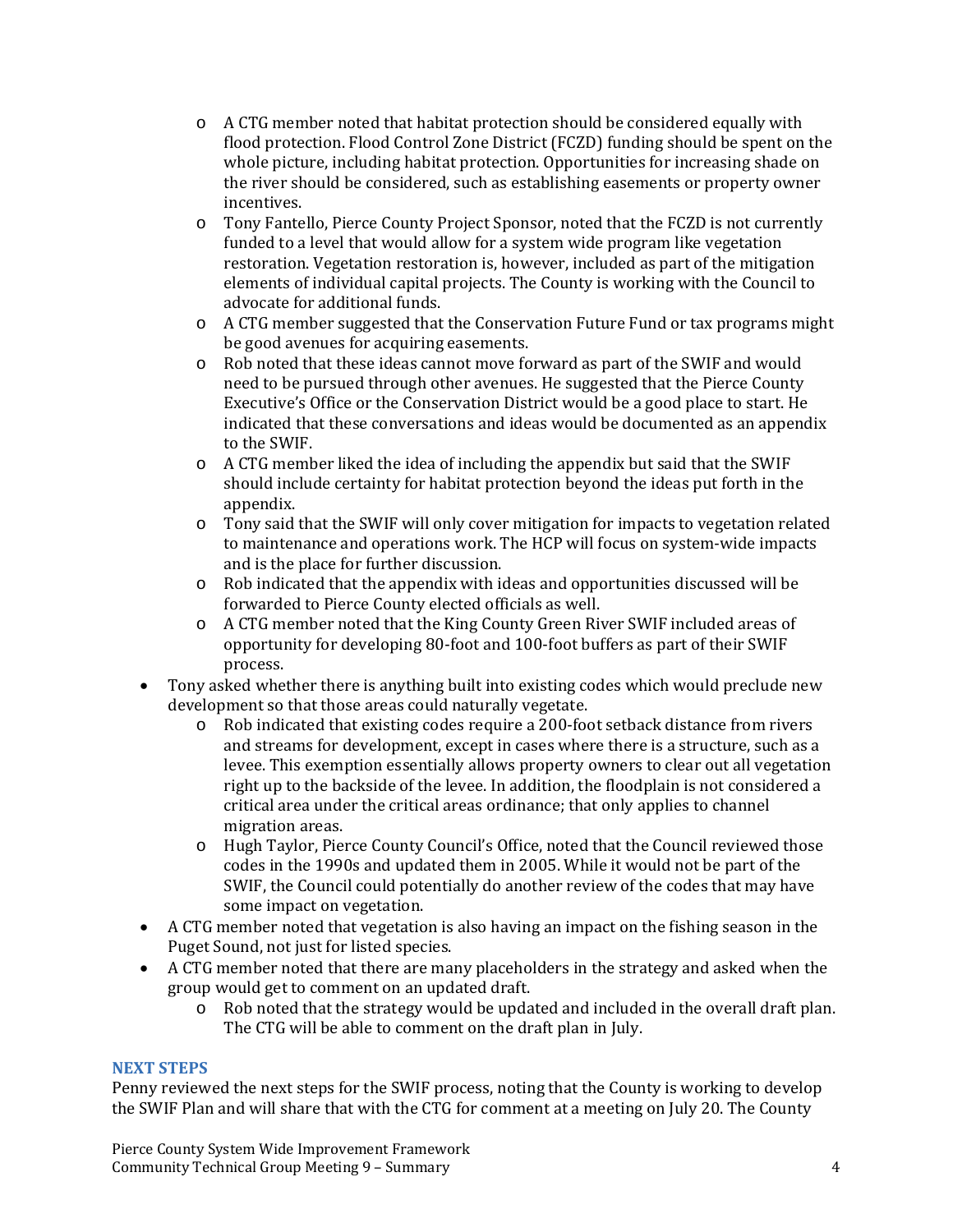- A CTG member noted that habitat protection should be considered equally with flood protection. Flood Control Zone District (FCZD) funding should be spent on the whole picture, including habitat protection. Opportunities for increasing shade on the river should be considered, such as establishing easements or property owner incentives.
  - Tony Fantello, Pierce County Project Sponsor, noted that the FCZD is not currently funded to a level that would allow for a system wide program like vegetation restoration. Vegetation restoration is, however, included as part of the mitigation elements of individual capital projects. The County is working with the Council to advocate for additional funds.
  - A CTG member suggested that the Conservation Future Fund or tax programs might be good avenues for acquiring easements.
  - Rob noted that these ideas cannot move forward as part of the SWIF and would need to be pursued through other avenues. He suggested that the Pierce County Executive's Office or the Conservation District would be a good place to start. He indicated that these conversations and ideas would be documented as an appendix to the SWIF.
  - A CTG member liked the idea of including the appendix but said that the SWIF should include certainty for habitat protection beyond the ideas put forth in the appendix.
  - Tony said that the SWIF will only cover mitigation for impacts to vegetation related to maintenance and operations work. The HCP will focus on system-wide impacts and is the place for further discussion.
  - Rob indicated that the appendix with ideas and opportunities discussed will be forwarded to Pierce County elected officials as well.
  - A CTG member noted that the King County Green River SWIF included areas of opportunity for developing 80-foot and 100-foot buffers as part of their SWIF process.
- Tony asked whether there is anything built into existing codes which would preclude new development so that those areas could naturally vegetate.
  - Rob indicated that existing codes require a 200-foot setback distance from rivers and streams for development, except in cases where there is a structure, such as a levee. This exemption essentially allows property owners to clear out all vegetation right up to the backside of the levee. In addition, the floodplain is not considered a critical area under the critical areas ordinance; that only applies to channel migration areas.
  - Hugh Taylor, Pierce County Council's Office, noted that the Council reviewed those codes in the 1990s and updated them in 2005. While it would not be part of the SWIF, the Council could potentially do another review of the codes that may have some impact on vegetation.
- A CTG member noted that vegetation is also having an impact on the fishing season in the Puget Sound, not just for listed species.
- A CTG member noted that there are many placeholders in the strategy and asked when the group would get to comment on an updated draft.
  - Rob noted that the strategy would be updated and included in the overall draft plan. The CTG will be able to comment on the draft plan in July.

## NEXT STEPS

Penny reviewed the next steps for the SWIF process, noting that the County is working to develop the SWIF Plan and will share that with the CTG for comment at a meeting on July 20. The County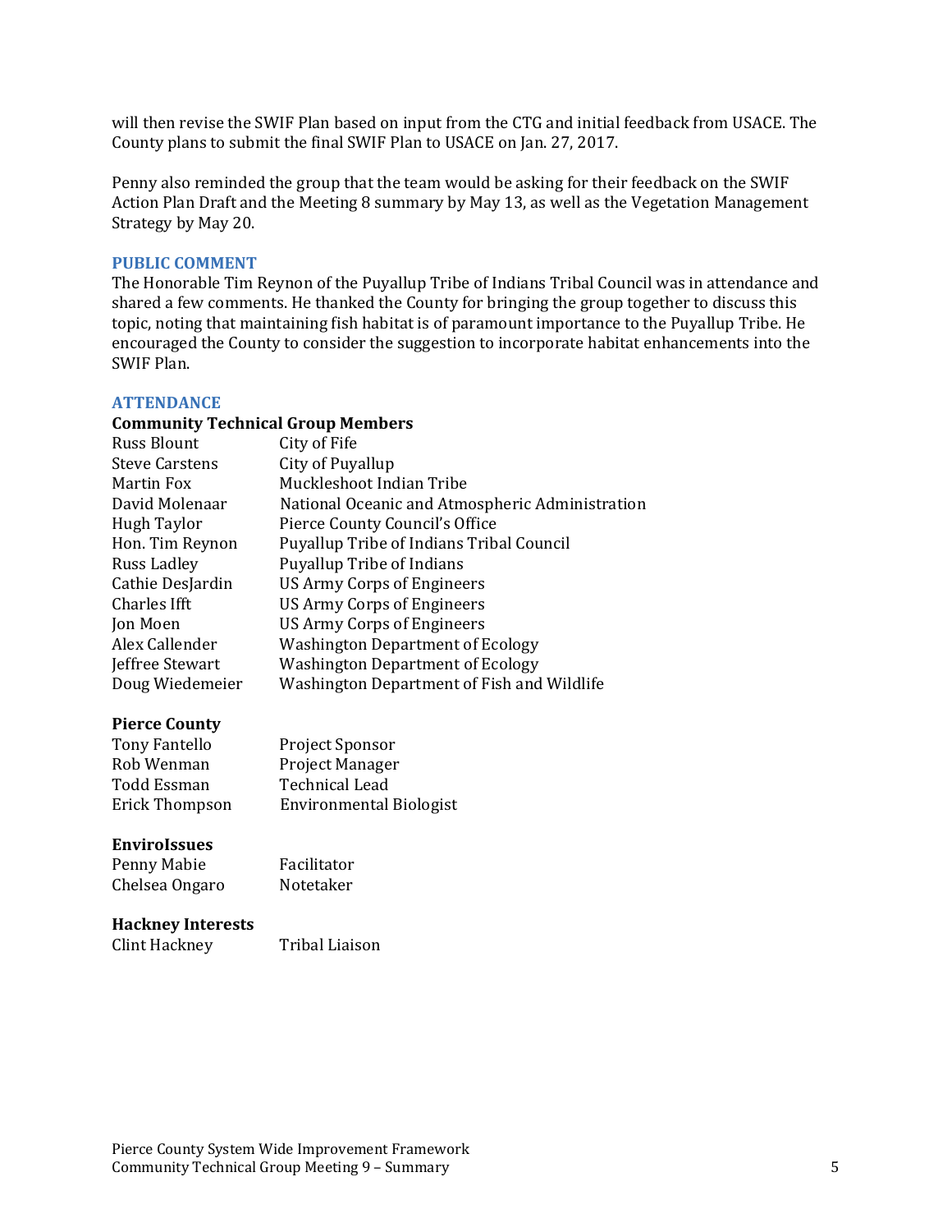will then revise the SWIF Plan based on input from the CTG and initial feedback from USACE. The County plans to submit the final SWIF Plan to USACE on Jan. 27, 2017.

Penny also reminded the group that the team would be asking for their feedback on the SWIF Action Plan Draft and the Meeting 8 summary by May 13, as well as the Vegetation Management Strategy by May 20.

## PUBLIC COMMENT

The Honorable Tim Reynon of the Puyallup Tribe of Indians Tribal Council was in attendance and shared a few comments. He thanked the County for bringing the group together to discuss this topic, noting that maintaining fish habitat is of paramount importance to the Puyallup Tribe. He encouraged the County to consider the suggestion to incorporate habitat enhancements into the SWIF Plan.

## ATTENDANCE

### Community Technical Group Members

| | |
|---|---|
| Russ Blount | City of Fife |
| Steve Carstens | City of Puyallup |
| Martin Fox | Muckleshoot Indian Tribe |
| David Molenaar | National Oceanic and Atmospheric Administration |
| Hugh Taylor | Pierce County Council's Office |
| Hon. Tim Reynon | Puyallup Tribe of Indians Tribal Council |
| Russ Ladley | Puyallup Tribe of Indians |
| Cathie DesJardin | US Army Corps of Engineers |
| Charles Ifft | US Army Corps of Engineers |
| Jon Moen | US Army Corps of Engineers |
| Alex Callender | Washington Department of Ecology |
| Jeffree Stewart | Washington Department of Ecology |
| Doug Wiedemeier | Washington Department of Fish and Wildlife |

### Pierce County

| | |
|---|---|
| Tony Fantello | Project Sponsor |
| Rob Wenman | Project Manager |
| Todd Essman | Technical Lead |
| Erick Thompson | Environmental Biologist |

### EnviroIssues

| | |
|---|---|
| Penny Mabie | Facilitator |
| Chelsea Ongaro | Notetaker |

### Hackney Interests

| | |
|---|---|
| Clint Hackney | Tribal Liaison |